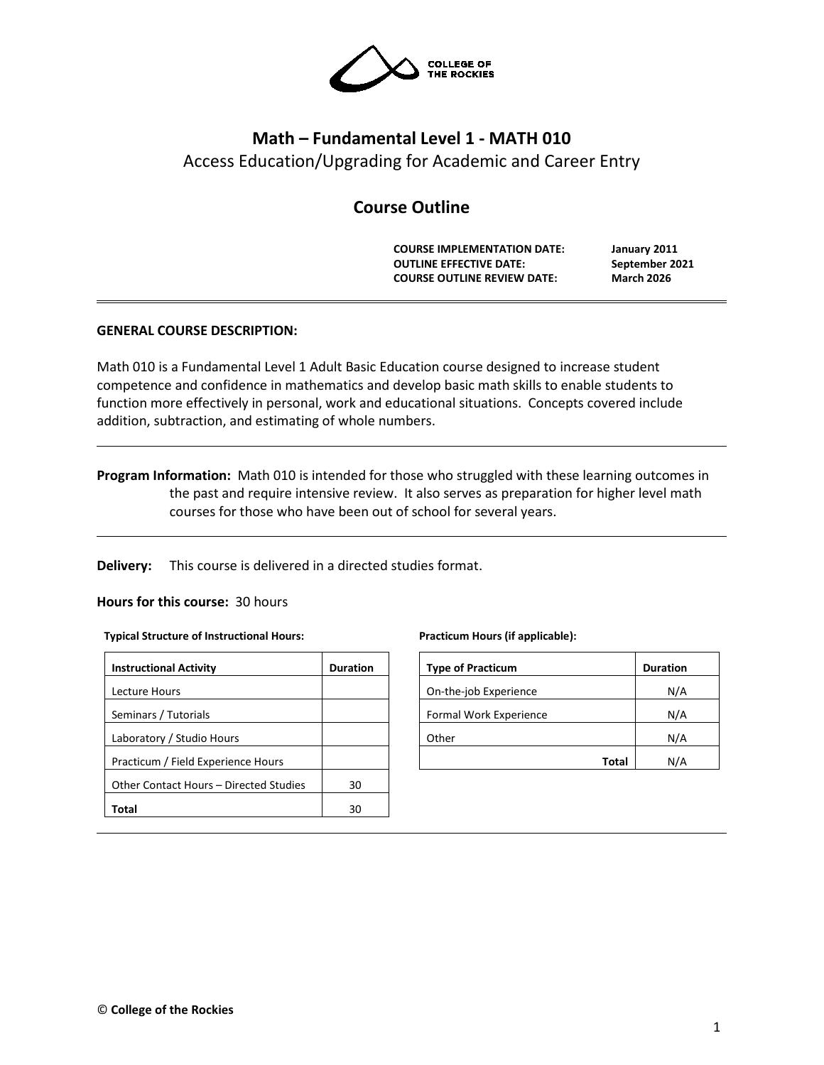COLLEGE OF THE ROCKIES

# Math – Fundamental Level 1 - MATH 010

Access Education/Upgrading for Academic and Career Entry

## Course Outline

| | |
|---|---|
| **COURSE IMPLEMENTATION DATE:** | **January 2011** |
| **OUTLINE EFFECTIVE DATE:** | **September 2021** |
| **COURSE OUTLINE REVIEW DATE:** | **March 2026** |

---

**GENERAL COURSE DESCRIPTION:**

Math 010 is a Fundamental Level 1 Adult Basic Education course designed to increase student competence and confidence in mathematics and develop basic math skills to enable students to function more effectively in personal, work and educational situations. Concepts covered include addition, subtraction, and estimating of whole numbers.

---

**Program Information:** Math 010 is intended for those who struggled with these learning outcomes in the past and require intensive review. It also serves as preparation for higher level math courses for those who have been out of school for several years.

---

**Delivery:** This course is delivered in a directed studies format.

**Hours for this course:** 30 hours

**Typical Structure of Instructional Hours:**

| Instructional Activity | Duration |
|---|---|
| Lecture Hours | |
| Seminars / Tutorials | |
| Laboratory / Studio Hours | |
| Practicum / Field Experience Hours | |
| Other Contact Hours – Directed Studies | 30 |
| **Total** | 30 |

**Practicum Hours (if applicable):**

| Type of Practicum | Duration |
|---|---|
| On-the-job Experience | N/A |
| Formal Work Experience | N/A |
| Other | N/A |
| **Total** | N/A |

---

© **College of the Rockies**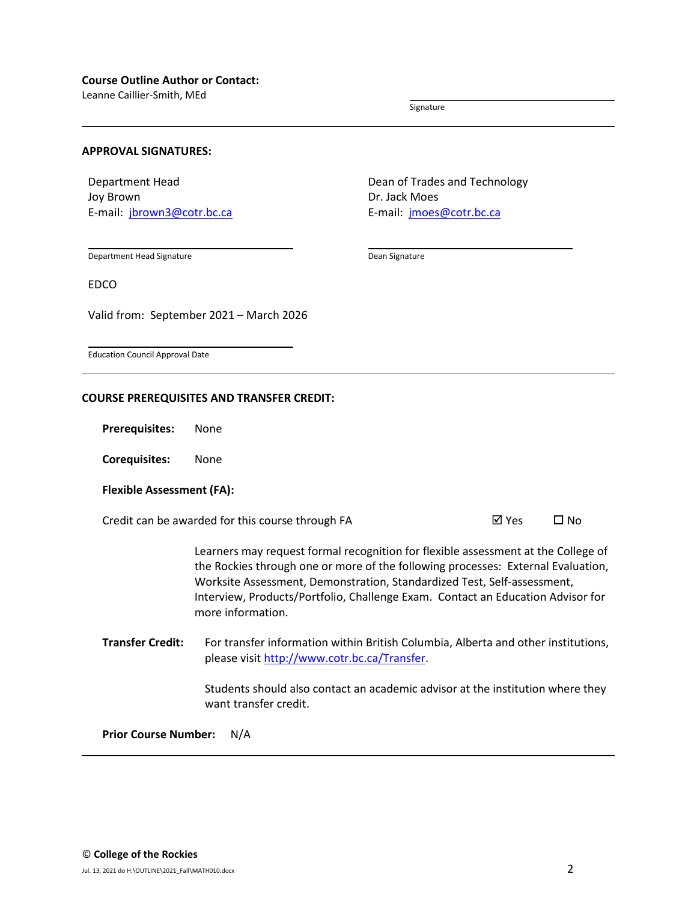**Course Outline Author or Contact:**
Leanne Caillier-Smith, MEd

Signature

---

**APPROVAL SIGNATURES:**

Department Head
Joy Brown
E-mail: jbrown3@cotr.bc.ca

Department Head Signature

Dean of Trades and Technology
Dr. Jack Moes
E-mail: jmoes@cotr.bc.ca

Dean Signature

EDCO

Valid from: September 2021 – March 2026

Education Council Approval Date

---

**COURSE PREREQUISITES AND TRANSFER CREDIT:**

**Prerequisites:** None

**Corequisites:** None

**Flexible Assessment (FA):**

Credit can be awarded for this course through FA ☑ Yes ☐ No

Learners may request formal recognition for flexible assessment at the College of the Rockies through one or more of the following processes: External Evaluation, Worksite Assessment, Demonstration, Standardized Test, Self-assessment, Interview, Products/Portfolio, Challenge Exam. Contact an Education Advisor for more information.

**Transfer Credit:** For transfer information within British Columbia, Alberta and other institutions, please visit http://www.cotr.bc.ca/Transfer.

Students should also contact an academic advisor at the institution where they want transfer credit.

**Prior Course Number:** N/A

---

© **College of the Rockies**

Jul. 13, 2021 do H:\OUTLINE\2021_Fall\MATH010.docx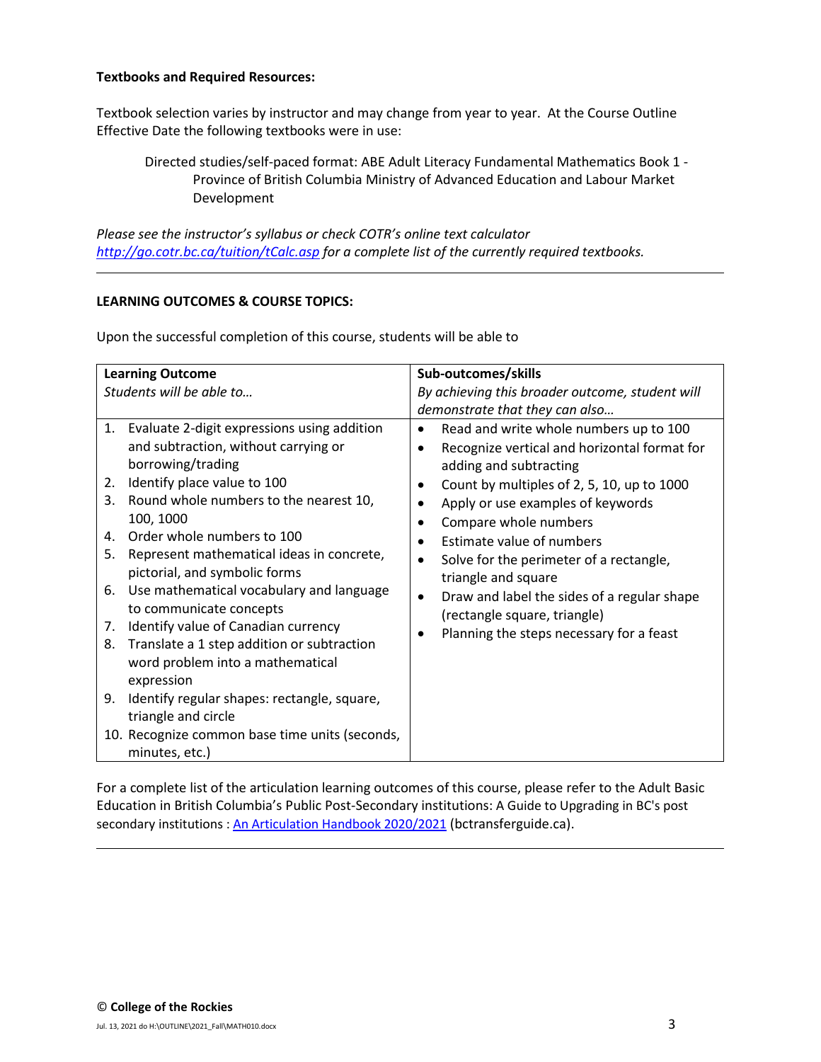**Textbooks and Required Resources:**

Textbook selection varies by instructor and may change from year to year. At the Course Outline Effective Date the following textbooks were in use:

> Directed studies/self-paced format: ABE Adult Literacy Fundamental Mathematics Book 1 - Province of British Columbia Ministry of Advanced Education and Labour Market Development

*Please see the instructor's syllabus or check COTR's online text calculator [http://go.cotr.bc.ca/tuition/tCalc.asp](http://go.cotr.bc.ca/tuition/tCalc.asp) for a complete list of the currently required textbooks.*

---

**LEARNING OUTCOMES & COURSE TOPICS:**

Upon the successful completion of this course, students will be able to

| **Learning Outcome**<br>*Students will be able to…* | **Sub-outcomes/skills**<br>*By achieving this broader outcome, student will demonstrate that they can also…* |
|---|---|
| 1. Evaluate 2-digit expressions using addition and subtraction, without carrying or borrowing/trading<br>2. Identify place value to 100<br>3. Round whole numbers to the nearest 10, 100, 1000<br>4. Order whole numbers to 100<br>5. Represent mathematical ideas in concrete, pictorial, and symbolic forms<br>6. Use mathematical vocabulary and language to communicate concepts<br>7. Identify value of Canadian currency<br>8. Translate a 1 step addition or subtraction word problem into a mathematical expression<br>9. Identify regular shapes: rectangle, square, triangle and circle<br>10. Recognize common base time units (seconds, minutes, etc.) | • Read and write whole numbers up to 100<br>• Recognize vertical and horizontal format for adding and subtracting<br>• Count by multiples of 2, 5, 10, up to 1000<br>• Apply or use examples of keywords<br>• Compare whole numbers<br>• Estimate value of numbers<br>• Solve for the perimeter of a rectangle, triangle and square<br>• Draw and label the sides of a regular shape (rectangle square, triangle)<br>• Planning the steps necessary for a feast |

For a complete list of the articulation learning outcomes of this course, please refer to the Adult Basic Education in British Columbia's Public Post-Secondary institutions: A Guide to Upgrading in BC's post secondary institutions : [An Articulation Handbook 2020/2021](bctransferguide.ca) (bctransferguide.ca).

---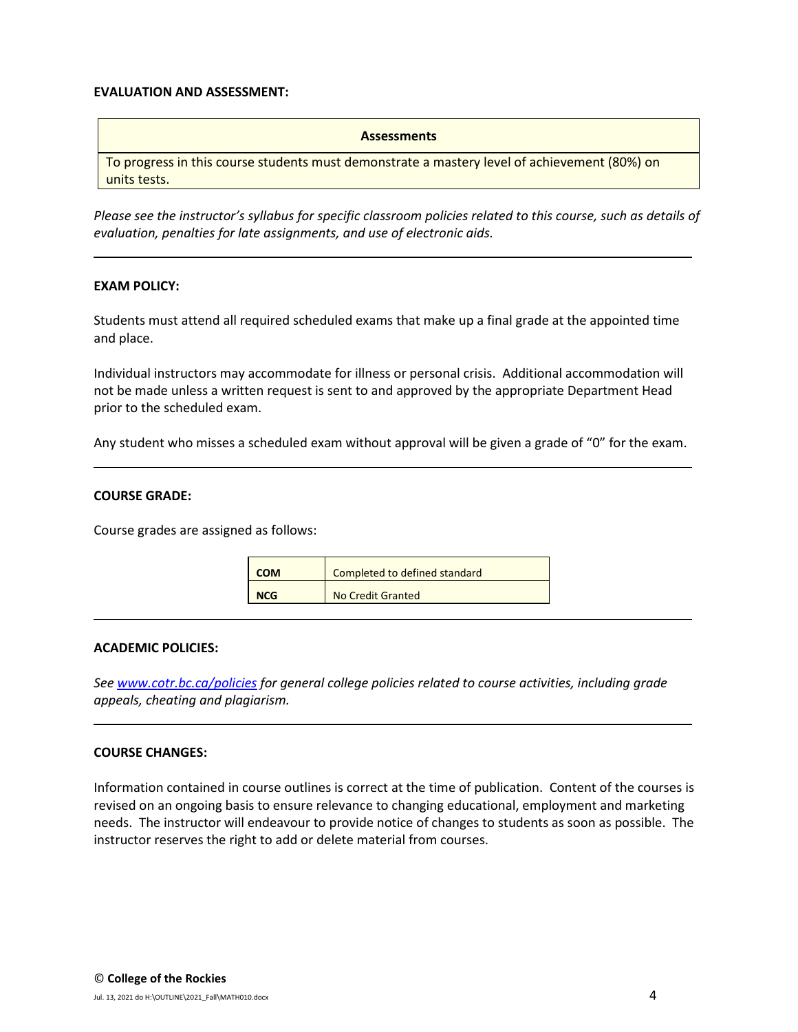**EVALUATION AND ASSESSMENT:**

| Assessments |
|---|
| To progress in this course students must demonstrate a mastery level of achievement (80%) on units tests. |

*Please see the instructor's syllabus for specific classroom policies related to this course, such as details of evaluation, penalties for late assignments, and use of electronic aids.*

**EXAM POLICY:**

Students must attend all required scheduled exams that make up a final grade at the appointed time and place.

Individual instructors may accommodate for illness or personal crisis. Additional accommodation will not be made unless a written request is sent to and approved by the appropriate Department Head prior to the scheduled exam.

Any student who misses a scheduled exam without approval will be given a grade of "0" for the exam.

**COURSE GRADE:**

Course grades are assigned as follows:

| | |
|---|---|
| **COM** | Completed to defined standard |
| **NCG** | No Credit Granted |

**ACADEMIC POLICIES:**

*See [www.cotr.bc.ca/policies](http://www.cotr.bc.ca/policies) for general college policies related to course activities, including grade appeals, cheating and plagiarism.*

**COURSE CHANGES:**

Information contained in course outlines is correct at the time of publication. Content of the courses is revised on an ongoing basis to ensure relevance to changing educational, employment and marketing needs. The instructor will endeavour to provide notice of changes to students as soon as possible. The instructor reserves the right to add or delete material from courses.